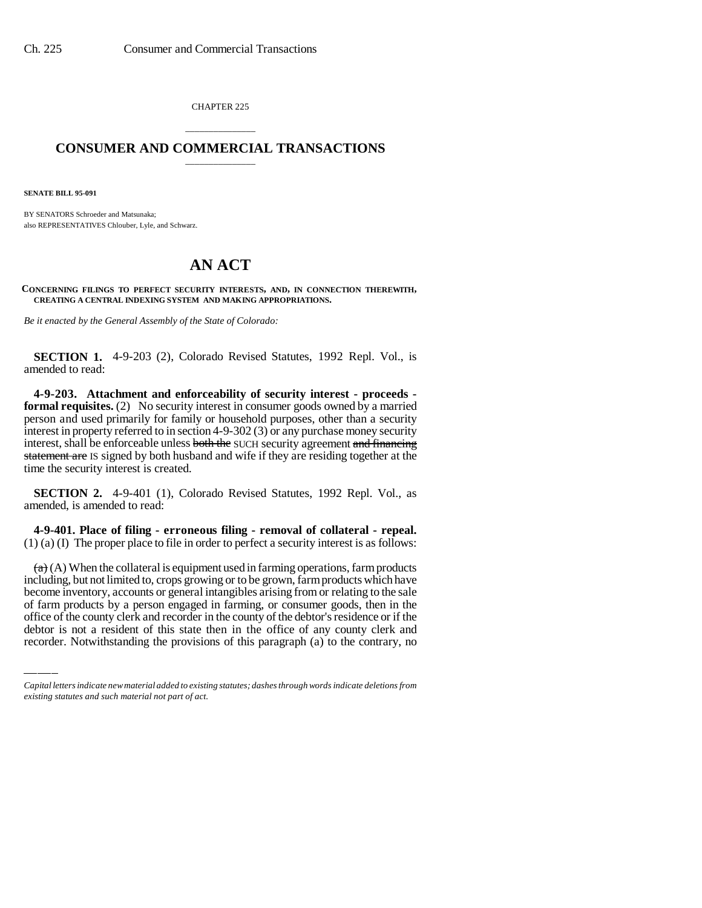CHAPTER 225

# CONSUMER AND COMMERCIAL TRANSACTIONS

**SENATE BILL 95-091**

BY SENATORS Schroeder and Matsunaka;
also REPRESENTATIVES Chlouber, Lyle, and Schwarz.

# AN ACT

**CONCERNING FILINGS TO PERFECT SECURITY INTERESTS, AND, IN CONNECTION THEREWITH, CREATING A CENTRAL INDEXING SYSTEM AND MAKING APPROPRIATIONS.**

*Be it enacted by the General Assembly of the State of Colorado:*

**SECTION 1.** 4-9-203 (2), Colorado Revised Statutes, 1992 Repl. Vol., is amended to read:

**4-9-203. Attachment and enforceability of security interest - proceeds - formal requisites.** (2) No security interest in consumer goods owned by a married person and used primarily for family or household purposes, other than a security interest in property referred to in section 4-9-302 (3) or any purchase money security interest, shall be enforceable unless ~~both the~~ SUCH security agreement ~~and financing statement are~~ IS signed by both husband and wife if they are residing together at the time the security interest is created.

**SECTION 2.** 4-9-401 (1), Colorado Revised Statutes, 1992 Repl. Vol., as amended, is amended to read:

**4-9-401. Place of filing - erroneous filing - removal of collateral - repeal.** (1) (a) (I) The proper place to file in order to perfect a security interest is as follows:

~~(a)~~ (A) When the collateral is equipment used in farming operations, farm products including, but not limited to, crops growing or to be grown, farm products which have become inventory, accounts or general intangibles arising from or relating to the sale of farm products by a person engaged in farming, or consumer goods, then in the office of the county clerk and recorder in the county of the debtor's residence or if the debtor is not a resident of this state then in the office of any county clerk and recorder. Notwithstanding the provisions of this paragraph (a) to the contrary, no

*Capital letters indicate new material added to existing statutes; dashes through words indicate deletions from existing statutes and such material not part of act.*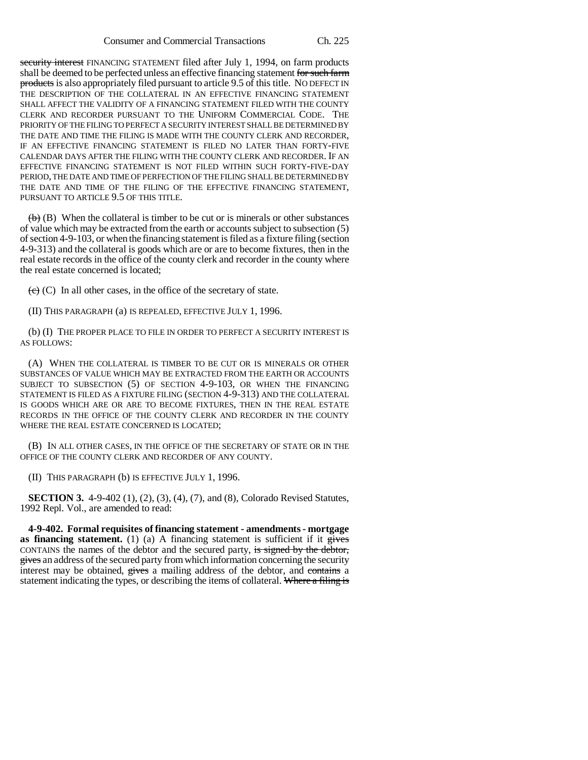~~security interest~~ FINANCING STATEMENT filed after July 1, 1994, on farm products shall be deemed to be perfected unless an effective financing statement ~~for such farm products~~ is also appropriately filed pursuant to article 9.5 of this title. NO DEFECT IN THE DESCRIPTION OF THE COLLATERAL IN AN EFFECTIVE FINANCING STATEMENT SHALL AFFECT THE VALIDITY OF A FINANCING STATEMENT FILED WITH THE COUNTY CLERK AND RECORDER PURSUANT TO THE UNIFORM COMMERCIAL CODE. THE PRIORITY OF THE FILING TO PERFECT A SECURITY INTEREST SHALL BE DETERMINED BY THE DATE AND TIME THE FILING IS MADE WITH THE COUNTY CLERK AND RECORDER, IF AN EFFECTIVE FINANCING STATEMENT IS FILED NO LATER THAN FORTY-FIVE CALENDAR DAYS AFTER THE FILING WITH THE COUNTY CLERK AND RECORDER. IF AN EFFECTIVE FINANCING STATEMENT IS NOT FILED WITHIN SUCH FORTY-FIVE-DAY PERIOD, THE DATE AND TIME OF PERFECTION OF THE FILING SHALL BE DETERMINED BY THE DATE AND TIME OF THE FILING OF THE EFFECTIVE FINANCING STATEMENT, PURSUANT TO ARTICLE 9.5 OF THIS TITLE.

~~(b)~~ (B) When the collateral is timber to be cut or is minerals or other substances of value which may be extracted from the earth or accounts subject to subsection (5) of section 4-9-103, or when the financing statement is filed as a fixture filing (section 4-9-313) and the collateral is goods which are or are to become fixtures, then in the real estate records in the office of the county clerk and recorder in the county where the real estate concerned is located;

~~(c)~~ (C) In all other cases, in the office of the secretary of state.

(II) THIS PARAGRAPH (a) IS REPEALED, EFFECTIVE JULY 1, 1996.

(b) (I) THE PROPER PLACE TO FILE IN ORDER TO PERFECT A SECURITY INTEREST IS AS FOLLOWS:

(A) WHEN THE COLLATERAL IS TIMBER TO BE CUT OR IS MINERALS OR OTHER SUBSTANCES OF VALUE WHICH MAY BE EXTRACTED FROM THE EARTH OR ACCOUNTS SUBJECT TO SUBSECTION (5) OF SECTION 4-9-103, OR WHEN THE FINANCING STATEMENT IS FILED AS A FIXTURE FILING (SECTION 4-9-313) AND THE COLLATERAL IS GOODS WHICH ARE OR ARE TO BECOME FIXTURES, THEN IN THE REAL ESTATE RECORDS IN THE OFFICE OF THE COUNTY CLERK AND RECORDER IN THE COUNTY WHERE THE REAL ESTATE CONCERNED IS LOCATED;

(B) IN ALL OTHER CASES, IN THE OFFICE OF THE SECRETARY OF STATE OR IN THE OFFICE OF THE COUNTY CLERK AND RECORDER OF ANY COUNTY.

(II) THIS PARAGRAPH (b) IS EFFECTIVE JULY 1, 1996.

**SECTION 3.** 4-9-402 (1), (2), (3), (4), (7), and (8), Colorado Revised Statutes, 1992 Repl. Vol., are amended to read:

**4-9-402. Formal requisites of financing statement - amendments - mortgage as financing statement.** (1) (a) A financing statement is sufficient if it ~~gives~~ CONTAINS the names of the debtor and the secured party, ~~is signed by the debtor,~~ ~~gives~~ an address of the secured party from which information concerning the security interest may be obtained, ~~gives~~ a mailing address of the debtor, and ~~contains~~ a statement indicating the types, or describing the items of collateral. ~~Where a filing is~~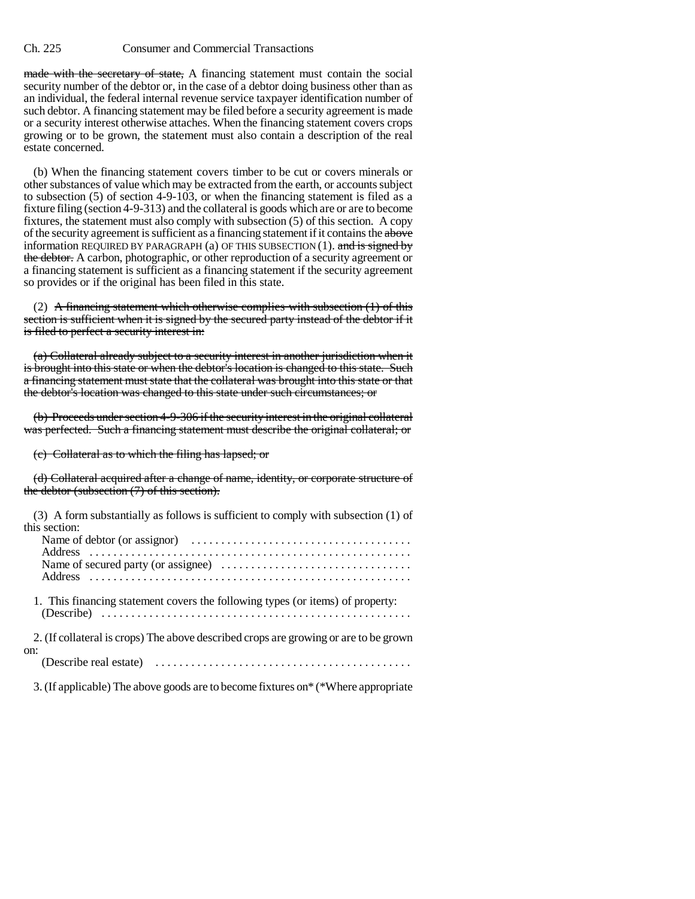~~made with the secretary of state,~~ A financing statement must contain the social security number of the debtor or, in the case of a debtor doing business other than as an individual, the federal internal revenue service taxpayer identification number of such debtor. A financing statement may be filed before a security agreement is made or a security interest otherwise attaches. When the financing statement covers crops growing or to be grown, the statement must also contain a description of the real estate concerned.

(b) When the financing statement covers timber to be cut or covers minerals or other substances of value which may be extracted from the earth, or accounts subject to subsection (5) of section 4-9-103, or when the financing statement is filed as a fixture filing (section 4-9-313) and the collateral is goods which are or are to become fixtures, the statement must also comply with subsection (5) of this section. A copy of the security agreement is sufficient as a financing statement if it contains the ~~above~~ information REQUIRED BY PARAGRAPH (a) OF THIS SUBSECTION (1). ~~and is signed by the debtor.~~ A carbon, photographic, or other reproduction of a security agreement or a financing statement is sufficient as a financing statement if the security agreement so provides or if the original has been filed in this state.

(2) ~~A financing statement which otherwise complies with subsection (1) of this section is sufficient when it is signed by the secured party instead of the debtor if it is filed to perfect a security interest in:~~

~~(a) Collateral already subject to a security interest in another jurisdiction when it is brought into this state or when the debtor's location is changed to this state. Such a financing statement must state that the collateral was brought into this state or that the debtor's location was changed to this state under such circumstances; or~~

~~(b) Proceeds under section 4-9-306 if the security interest in the original collateral was perfected. Such a financing statement must describe the original collateral; or~~

~~(c) Collateral as to which the filing has lapsed; or~~

~~(d) Collateral acquired after a change of name, identity, or corporate structure of the debtor (subsection (7) of this section).~~

(3) A form substantially as follows is sufficient to comply with subsection (1) of this section:

Name of debtor (or assignor) ....................................
Address .....................................................
Name of secured party (or assignee) ...............................
Address .....................................................

1. This financing statement covers the following types (or items) of property:
(Describe) ...................................................

2. (If collateral is crops) The above described crops are growing or are to be grown on:
(Describe real estate) ..........................................

3. (If applicable) The above goods are to become fixtures on* (*Where appropriate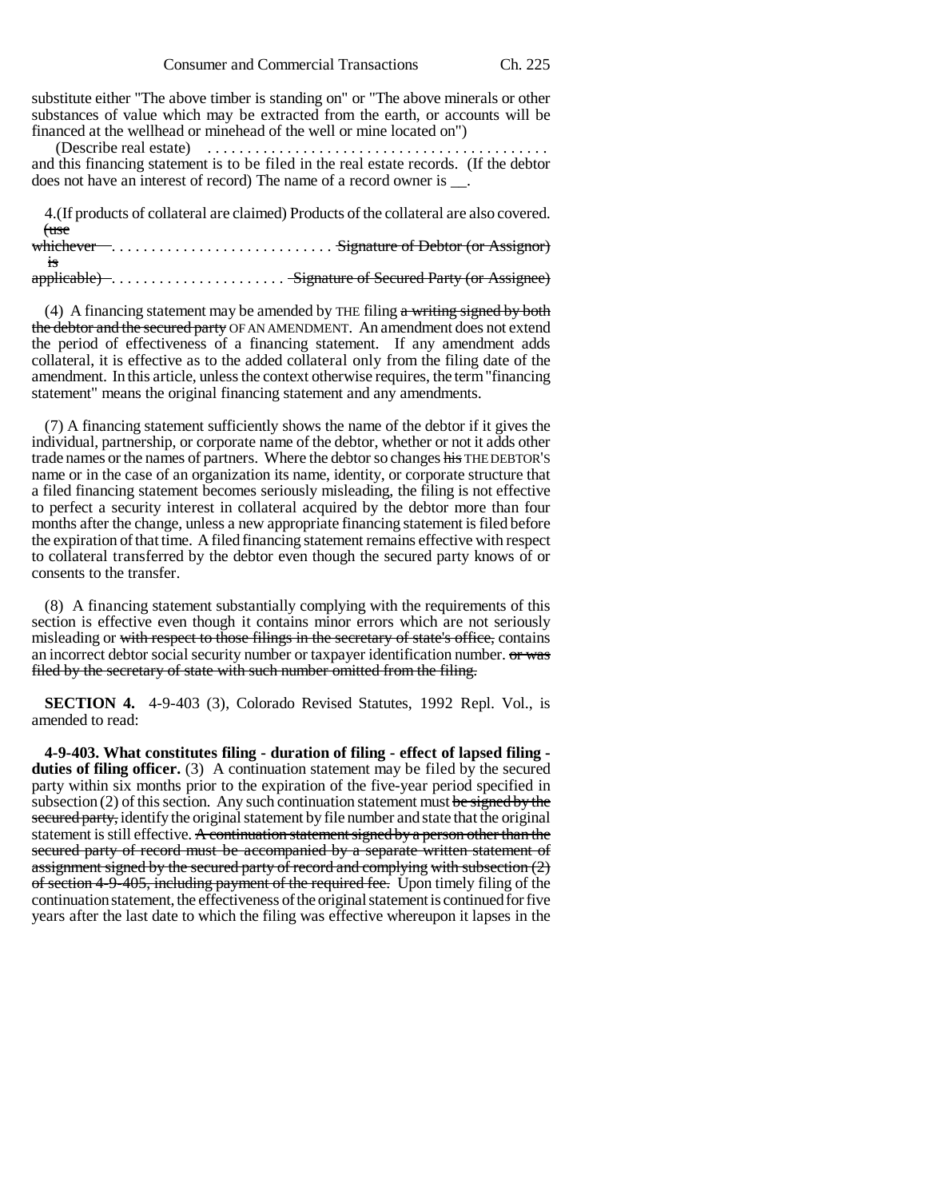substitute either "The above timber is standing on" or "The above minerals or other substances of value which may be extracted from the earth, or accounts will be financed at the wellhead or minehead of the well or mine located on")

(Describe real estate) . . . . . . . . . . . . . . . . . . . . . . . . . . . . . . . . . . . . . . . . . .
and this financing statement is to be filed in the real estate records. (If the debtor does not have an interest of record) The name of a record owner is __.

4.(If products of collateral are claimed) Products of the collateral are also covered.
~~(use whichever~~ . . . . . . . . . . . . . . . . . . . . . . . . . . . ~~Signature of Debtor (or Assignor)~~
~~is applicable)~~ . . . . . . . . . . . . . . . . . . . . . ~~Signature of Secured Party (or Assignee)~~

(4) A financing statement may be amended by THE filing ~~a writing signed by both the debtor and the secured party~~ OF AN AMENDMENT. An amendment does not extend the period of effectiveness of a financing statement. If any amendment adds collateral, it is effective as to the added collateral only from the filing date of the amendment. In this article, unless the context otherwise requires, the term "financing statement" means the original financing statement and any amendments.

(7) A financing statement sufficiently shows the name of the debtor if it gives the individual, partnership, or corporate name of the debtor, whether or not it adds other trade names or the names of partners. Where the debtor so changes ~~his~~ THE DEBTOR'S name or in the case of an organization its name, identity, or corporate structure that a filed financing statement becomes seriously misleading, the filing is not effective to perfect a security interest in collateral acquired by the debtor more than four months after the change, unless a new appropriate financing statement is filed before the expiration of that time. A filed financing statement remains effective with respect to collateral transferred by the debtor even though the secured party knows of or consents to the transfer.

(8) A financing statement substantially complying with the requirements of this section is effective even though it contains minor errors which are not seriously misleading or ~~with respect to those filings in the secretary of state's office,~~ contains an incorrect debtor social security number or taxpayer identification number. ~~or was filed by the secretary of state with such number omitted from the filing.~~

**SECTION 4.** 4-9-403 (3), Colorado Revised Statutes, 1992 Repl. Vol., is amended to read:

**4-9-403. What constitutes filing - duration of filing - effect of lapsed filing - duties of filing officer.** (3) A continuation statement may be filed by the secured party within six months prior to the expiration of the five-year period specified in subsection (2) of this section. Any such continuation statement must ~~be signed by the secured party,~~ identify the original statement by file number and state that the original statement is still effective. ~~A continuation statement signed by a person other than the secured party of record must be accompanied by a separate written statement of assignment signed by the secured party of record and complying with subsection (2) of section 4-9-405, including payment of the required fee.~~ Upon timely filing of the continuation statement, the effectiveness of the original statement is continued for five years after the last date to which the filing was effective whereupon it lapses in the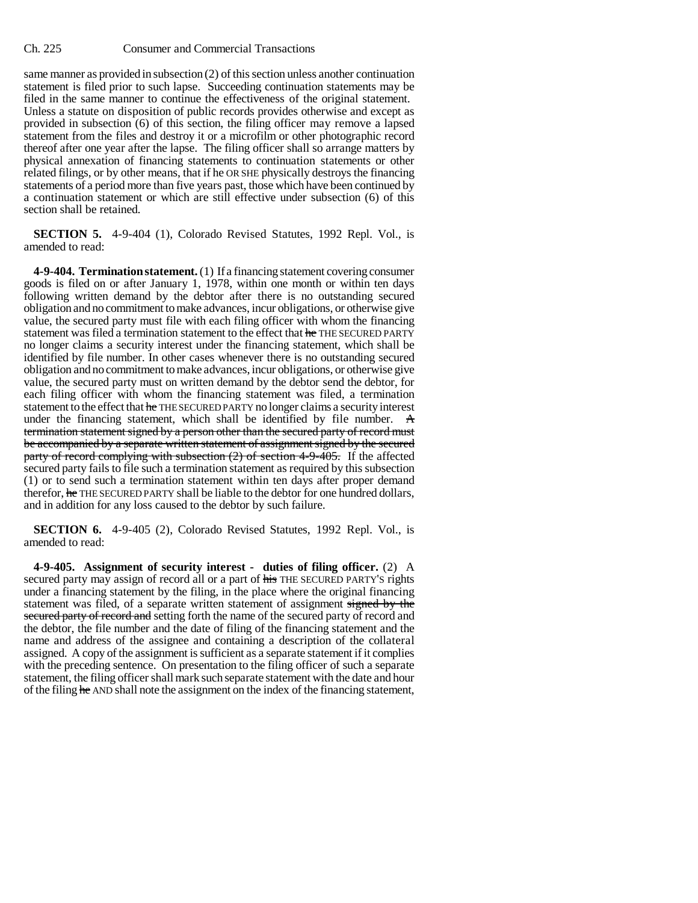same manner as provided in subsection (2) of this section unless another continuation statement is filed prior to such lapse. Succeeding continuation statements may be filed in the same manner to continue the effectiveness of the original statement. Unless a statute on disposition of public records provides otherwise and except as provided in subsection (6) of this section, the filing officer may remove a lapsed statement from the files and destroy it or a microfilm or other photographic record thereof after one year after the lapse. The filing officer shall so arrange matters by physical annexation of financing statements to continuation statements or other related filings, or by other means, that if he OR SHE physically destroys the financing statements of a period more than five years past, those which have been continued by a continuation statement or which are still effective under subsection (6) of this section shall be retained.

**SECTION 5.** 4-9-404 (1), Colorado Revised Statutes, 1992 Repl. Vol., is amended to read:

**4-9-404. Termination statement.** (1) If a financing statement covering consumer goods is filed on or after January 1, 1978, within one month or within ten days following written demand by the debtor after there is no outstanding secured obligation and no commitment to make advances, incur obligations, or otherwise give value, the secured party must file with each filing officer with whom the financing statement was filed a termination statement to the effect that ~~he~~ THE SECURED PARTY no longer claims a security interest under the financing statement, which shall be identified by file number. In other cases whenever there is no outstanding secured obligation and no commitment to make advances, incur obligations, or otherwise give value, the secured party must on written demand by the debtor send the debtor, for each filing officer with whom the financing statement was filed, a termination statement to the effect that ~~he~~ THE SECURED PARTY no longer claims a security interest under the financing statement, which shall be identified by file number. ~~A termination statement signed by a person other than the secured party of record must be accompanied by a separate written statement of assignment signed by the secured party of record complying with subsection (2) of section 4-9-405.~~ If the affected secured party fails to file such a termination statement as required by this subsection (1) or to send such a termination statement within ten days after proper demand therefor, ~~he~~ THE SECURED PARTY shall be liable to the debtor for one hundred dollars, and in addition for any loss caused to the debtor by such failure.

**SECTION 6.** 4-9-405 (2), Colorado Revised Statutes, 1992 Repl. Vol., is amended to read:

**4-9-405. Assignment of security interest - duties of filing officer.** (2) A secured party may assign of record all or a part of ~~his~~ THE SECURED PARTY'S rights under a financing statement by the filing, in the place where the original financing statement was filed, of a separate written statement of assignment ~~signed by the secured party of record and~~ setting forth the name of the secured party of record and the debtor, the file number and the date of filing of the financing statement and the name and address of the assignee and containing a description of the collateral assigned. A copy of the assignment is sufficient as a separate statement if it complies with the preceding sentence. On presentation to the filing officer of such a separate statement, the filing officer shall mark such separate statement with the date and hour of the filing ~~he~~ AND shall note the assignment on the index of the financing statement,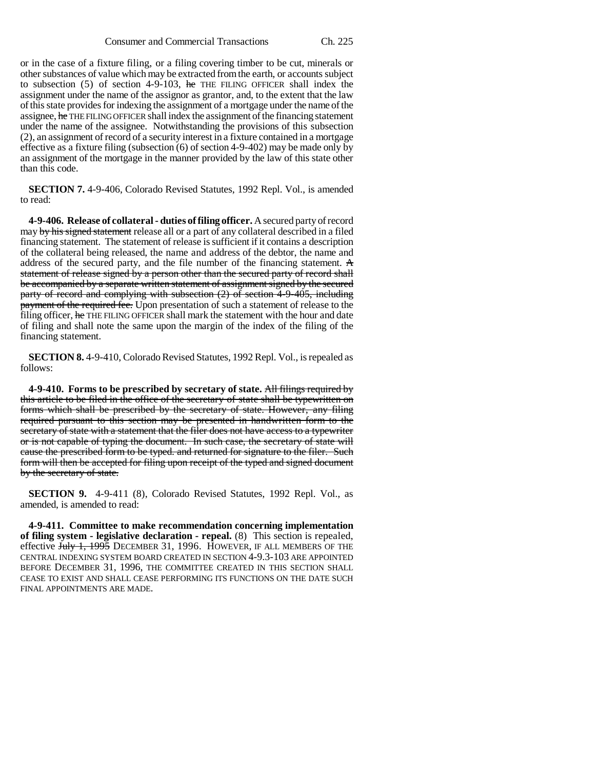or in the case of a fixture filing, or a filing covering timber to be cut, minerals or other substances of value which may be extracted from the earth, or accounts subject to subsection (5) of section 4-9-103, ~~he~~ THE FILING OFFICER shall index the assignment under the name of the assignor as grantor, and, to the extent that the law of this state provides for indexing the assignment of a mortgage under the name of the assignee, ~~he~~ THE FILING OFFICER shall index the assignment of the financing statement under the name of the assignee. Notwithstanding the provisions of this subsection (2), an assignment of record of a security interest in a fixture contained in a mortgage effective as a fixture filing (subsection (6) of section 4-9-402) may be made only by an assignment of the mortgage in the manner provided by the law of this state other than this code.

**SECTION 7.** 4-9-406, Colorado Revised Statutes, 1992 Repl. Vol., is amended to read:

**4-9-406. Release of collateral - duties of filing officer.** A secured party of record may ~~by his signed statement~~ release all or a part of any collateral described in a filed financing statement. The statement of release is sufficient if it contains a description of the collateral being released, the name and address of the debtor, the name and address of the secured party, and the file number of the financing statement. ~~A statement of release signed by a person other than the secured party of record shall be accompanied by a separate written statement of assignment signed by the secured party of record and complying with subsection (2) of section 4-9-405, including payment of the required fee.~~ Upon presentation of such a statement of release to the filing officer, ~~he~~ THE FILING OFFICER shall mark the statement with the hour and date of filing and shall note the same upon the margin of the index of the filing of the financing statement.

**SECTION 8.** 4-9-410, Colorado Revised Statutes, 1992 Repl. Vol., is repealed as follows:

**4-9-410. Forms to be prescribed by secretary of state.** ~~All filings required by this article to be filed in the office of the secretary of state shall be typewritten on forms which shall be prescribed by the secretary of state. However, any filing required pursuant to this section may be presented in handwritten form to the secretary of state with a statement that the filer does not have access to a typewriter or is not capable of typing the document. In such case, the secretary of state will cause the prescribed form to be typed. and returned for signature to the filer. Such form will then be accepted for filing upon receipt of the typed and signed document by the secretary of state.~~

**SECTION 9.** 4-9-411 (8), Colorado Revised Statutes, 1992 Repl. Vol., as amended, is amended to read:

**4-9-411. Committee to make recommendation concerning implementation of filing system - legislative declaration - repeal.** (8) This section is repealed, effective ~~July 1, 1995~~ DECEMBER 31, 1996. HOWEVER, IF ALL MEMBERS OF THE CENTRAL INDEXING SYSTEM BOARD CREATED IN SECTION 4-9.3-103 ARE APPOINTED BEFORE DECEMBER 31, 1996, THE COMMITTEE CREATED IN THIS SECTION SHALL CEASE TO EXIST AND SHALL CEASE PERFORMING ITS FUNCTIONS ON THE DATE SUCH FINAL APPOINTMENTS ARE MADE.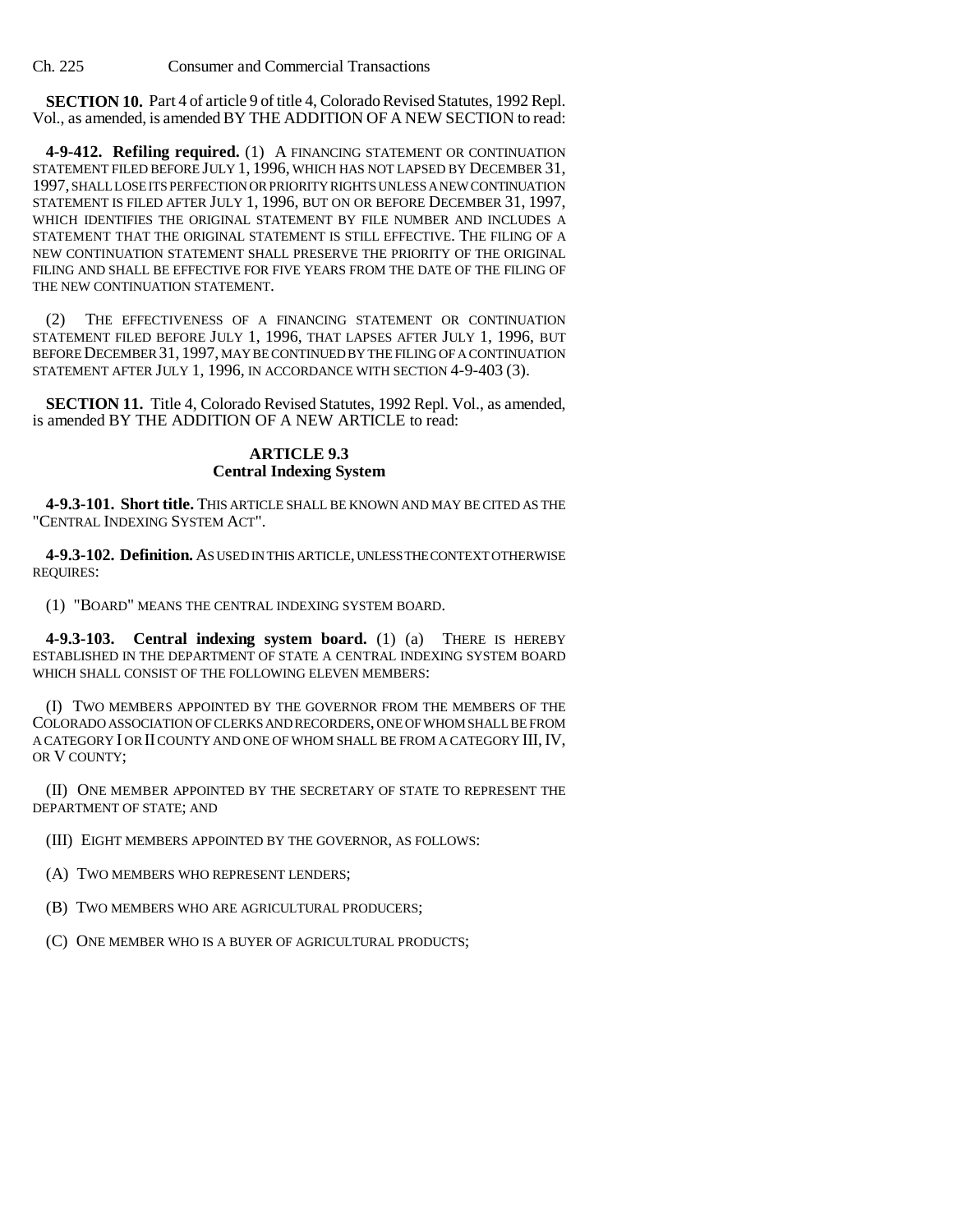**SECTION 10.** Part 4 of article 9 of title 4, Colorado Revised Statutes, 1992 Repl. Vol., as amended, is amended BY THE ADDITION OF A NEW SECTION to read:

**4-9-412. Refiling required.** (1) A FINANCING STATEMENT OR CONTINUATION STATEMENT FILED BEFORE JULY 1, 1996, WHICH HAS NOT LAPSED BY DECEMBER 31, 1997, SHALL LOSE ITS PERFECTION OR PRIORITY RIGHTS UNLESS A NEW CONTINUATION STATEMENT IS FILED AFTER JULY 1, 1996, BUT ON OR BEFORE DECEMBER 31, 1997, WHICH IDENTIFIES THE ORIGINAL STATEMENT BY FILE NUMBER AND INCLUDES A STATEMENT THAT THE ORIGINAL STATEMENT IS STILL EFFECTIVE. THE FILING OF A NEW CONTINUATION STATEMENT SHALL PRESERVE THE PRIORITY OF THE ORIGINAL FILING AND SHALL BE EFFECTIVE FOR FIVE YEARS FROM THE DATE OF THE FILING OF THE NEW CONTINUATION STATEMENT.

(2) THE EFFECTIVENESS OF A FINANCING STATEMENT OR CONTINUATION STATEMENT FILED BEFORE JULY 1, 1996, THAT LAPSES AFTER JULY 1, 1996, BUT BEFORE DECEMBER 31, 1997, MAY BE CONTINUED BY THE FILING OF A CONTINUATION STATEMENT AFTER JULY 1, 1996, IN ACCORDANCE WITH SECTION 4-9-403 (3).

**SECTION 11.** Title 4, Colorado Revised Statutes, 1992 Repl. Vol., as amended, is amended BY THE ADDITION OF A NEW ARTICLE to read:

## ARTICLE 9.3
## Central Indexing System

**4-9.3-101. Short title.** THIS ARTICLE SHALL BE KNOWN AND MAY BE CITED AS THE "CENTRAL INDEXING SYSTEM ACT".

**4-9.3-102. Definition.** AS USED IN THIS ARTICLE, UNLESS THE CONTEXT OTHERWISE REQUIRES:

(1) "BOARD" MEANS THE CENTRAL INDEXING SYSTEM BOARD.

**4-9.3-103. Central indexing system board.** (1) (a) THERE IS HEREBY ESTABLISHED IN THE DEPARTMENT OF STATE A CENTRAL INDEXING SYSTEM BOARD WHICH SHALL CONSIST OF THE FOLLOWING ELEVEN MEMBERS:

(I) TWO MEMBERS APPOINTED BY THE GOVERNOR FROM THE MEMBERS OF THE COLORADO ASSOCIATION OF CLERKS AND RECORDERS, ONE OF WHOM SHALL BE FROM A CATEGORY I OR II COUNTY AND ONE OF WHOM SHALL BE FROM A CATEGORY III, IV, OR V COUNTY;

(II) ONE MEMBER APPOINTED BY THE SECRETARY OF STATE TO REPRESENT THE DEPARTMENT OF STATE; AND

(III) EIGHT MEMBERS APPOINTED BY THE GOVERNOR, AS FOLLOWS:

(A) TWO MEMBERS WHO REPRESENT LENDERS;

(B) TWO MEMBERS WHO ARE AGRICULTURAL PRODUCERS;

(C) ONE MEMBER WHO IS A BUYER OF AGRICULTURAL PRODUCTS;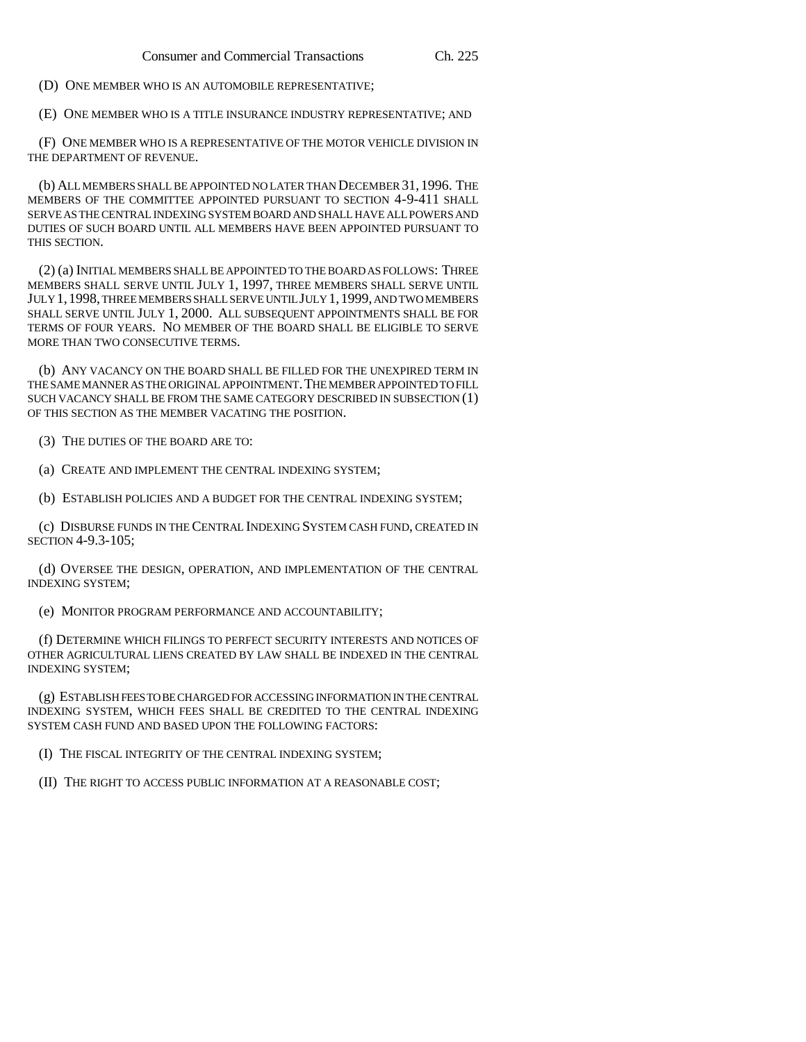(D) ONE MEMBER WHO IS AN AUTOMOBILE REPRESENTATIVE;

(E) ONE MEMBER WHO IS A TITLE INSURANCE INDUSTRY REPRESENTATIVE; AND

(F) ONE MEMBER WHO IS A REPRESENTATIVE OF THE MOTOR VEHICLE DIVISION IN THE DEPARTMENT OF REVENUE.

(b) ALL MEMBERS SHALL BE APPOINTED NO LATER THAN DECEMBER 31, 1996. THE MEMBERS OF THE COMMITTEE APPOINTED PURSUANT TO SECTION 4-9-411 SHALL SERVE AS THE CENTRAL INDEXING SYSTEM BOARD AND SHALL HAVE ALL POWERS AND DUTIES OF SUCH BOARD UNTIL ALL MEMBERS HAVE BEEN APPOINTED PURSUANT TO THIS SECTION.

(2) (a) INITIAL MEMBERS SHALL BE APPOINTED TO THE BOARD AS FOLLOWS: THREE MEMBERS SHALL SERVE UNTIL JULY 1, 1997, THREE MEMBERS SHALL SERVE UNTIL JULY 1, 1998, THREE MEMBERS SHALL SERVE UNTIL JULY 1, 1999, AND TWO MEMBERS SHALL SERVE UNTIL JULY 1, 2000. ALL SUBSEQUENT APPOINTMENTS SHALL BE FOR TERMS OF FOUR YEARS. NO MEMBER OF THE BOARD SHALL BE ELIGIBLE TO SERVE MORE THAN TWO CONSECUTIVE TERMS.

(b) ANY VACANCY ON THE BOARD SHALL BE FILLED FOR THE UNEXPIRED TERM IN THE SAME MANNER AS THE ORIGINAL APPOINTMENT. THE MEMBER APPOINTED TO FILL SUCH VACANCY SHALL BE FROM THE SAME CATEGORY DESCRIBED IN SUBSECTION (1) OF THIS SECTION AS THE MEMBER VACATING THE POSITION.

(3) THE DUTIES OF THE BOARD ARE TO:

(a) CREATE AND IMPLEMENT THE CENTRAL INDEXING SYSTEM;

(b) ESTABLISH POLICIES AND A BUDGET FOR THE CENTRAL INDEXING SYSTEM;

(c) DISBURSE FUNDS IN THE CENTRAL INDEXING SYSTEM CASH FUND, CREATED IN SECTION 4-9.3-105;

(d) OVERSEE THE DESIGN, OPERATION, AND IMPLEMENTATION OF THE CENTRAL INDEXING SYSTEM;

(e) MONITOR PROGRAM PERFORMANCE AND ACCOUNTABILITY;

(f) DETERMINE WHICH FILINGS TO PERFECT SECURITY INTERESTS AND NOTICES OF OTHER AGRICULTURAL LIENS CREATED BY LAW SHALL BE INDEXED IN THE CENTRAL INDEXING SYSTEM;

(g) ESTABLISH FEES TO BE CHARGED FOR ACCESSING INFORMATION IN THE CENTRAL INDEXING SYSTEM, WHICH FEES SHALL BE CREDITED TO THE CENTRAL INDEXING SYSTEM CASH FUND AND BASED UPON THE FOLLOWING FACTORS:

(I) THE FISCAL INTEGRITY OF THE CENTRAL INDEXING SYSTEM;

(II) THE RIGHT TO ACCESS PUBLIC INFORMATION AT A REASONABLE COST;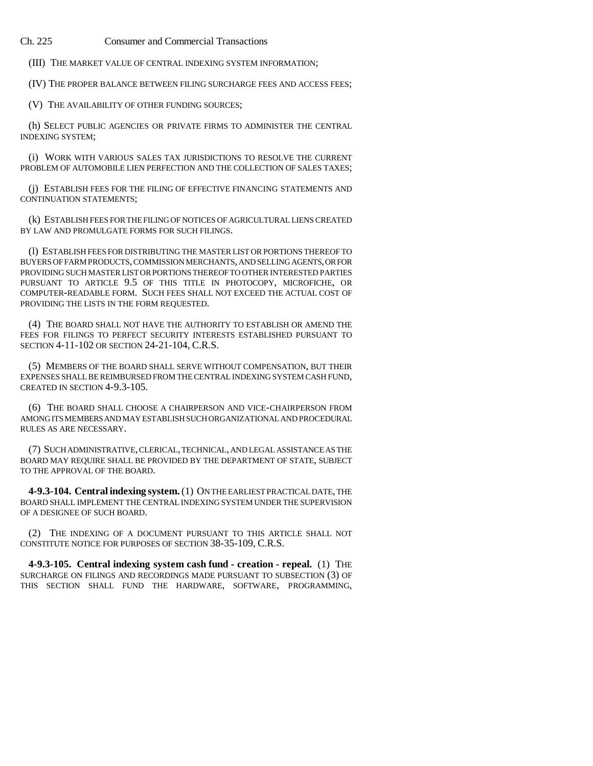(III) THE MARKET VALUE OF CENTRAL INDEXING SYSTEM INFORMATION;

(IV) THE PROPER BALANCE BETWEEN FILING SURCHARGE FEES AND ACCESS FEES;

(V) THE AVAILABILITY OF OTHER FUNDING SOURCES;

(h) SELECT PUBLIC AGENCIES OR PRIVATE FIRMS TO ADMINISTER THE CENTRAL INDEXING SYSTEM;

(i) WORK WITH VARIOUS SALES TAX JURISDICTIONS TO RESOLVE THE CURRENT PROBLEM OF AUTOMOBILE LIEN PERFECTION AND THE COLLECTION OF SALES TAXES;

(j) ESTABLISH FEES FOR THE FILING OF EFFECTIVE FINANCING STATEMENTS AND CONTINUATION STATEMENTS;

(k) ESTABLISH FEES FOR THE FILING OF NOTICES OF AGRICULTURAL LIENS CREATED BY LAW AND PROMULGATE FORMS FOR SUCH FILINGS.

(l) ESTABLISH FEES FOR DISTRIBUTING THE MASTER LIST OR PORTIONS THEREOF TO BUYERS OF FARM PRODUCTS, COMMISSION MERCHANTS, AND SELLING AGENTS, OR FOR PROVIDING SUCH MASTER LIST OR PORTIONS THEREOF TO OTHER INTERESTED PARTIES PURSUANT TO ARTICLE 9.5 OF THIS TITLE IN PHOTOCOPY, MICROFICHE, OR COMPUTER-READABLE FORM. SUCH FEES SHALL NOT EXCEED THE ACTUAL COST OF PROVIDING THE LISTS IN THE FORM REQUESTED.

(4) THE BOARD SHALL NOT HAVE THE AUTHORITY TO ESTABLISH OR AMEND THE FEES FOR FILINGS TO PERFECT SECURITY INTERESTS ESTABLISHED PURSUANT TO SECTION 4-11-102 OR SECTION 24-21-104, C.R.S.

(5) MEMBERS OF THE BOARD SHALL SERVE WITHOUT COMPENSATION, BUT THEIR EXPENSES SHALL BE REIMBURSED FROM THE CENTRAL INDEXING SYSTEM CASH FUND, CREATED IN SECTION 4-9.3-105.

(6) THE BOARD SHALL CHOOSE A CHAIRPERSON AND VICE-CHAIRPERSON FROM AMONG ITS MEMBERS AND MAY ESTABLISH SUCH ORGANIZATIONAL AND PROCEDURAL RULES AS ARE NECESSARY.

(7) SUCH ADMINISTRATIVE, CLERICAL, TECHNICAL, AND LEGAL ASSISTANCE AS THE BOARD MAY REQUIRE SHALL BE PROVIDED BY THE DEPARTMENT OF STATE, SUBJECT TO THE APPROVAL OF THE BOARD.

**4-9.3-104. Central indexing system.** (1) ON THE EARLIEST PRACTICAL DATE, THE BOARD SHALL IMPLEMENT THE CENTRAL INDEXING SYSTEM UNDER THE SUPERVISION OF A DESIGNEE OF SUCH BOARD.

(2) THE INDEXING OF A DOCUMENT PURSUANT TO THIS ARTICLE SHALL NOT CONSTITUTE NOTICE FOR PURPOSES OF SECTION 38-35-109, C.R.S.

**4-9.3-105. Central indexing system cash fund - creation - repeal.** (1) THE SURCHARGE ON FILINGS AND RECORDINGS MADE PURSUANT TO SUBSECTION (3) OF THIS SECTION SHALL FUND THE HARDWARE, SOFTWARE, PROGRAMMING,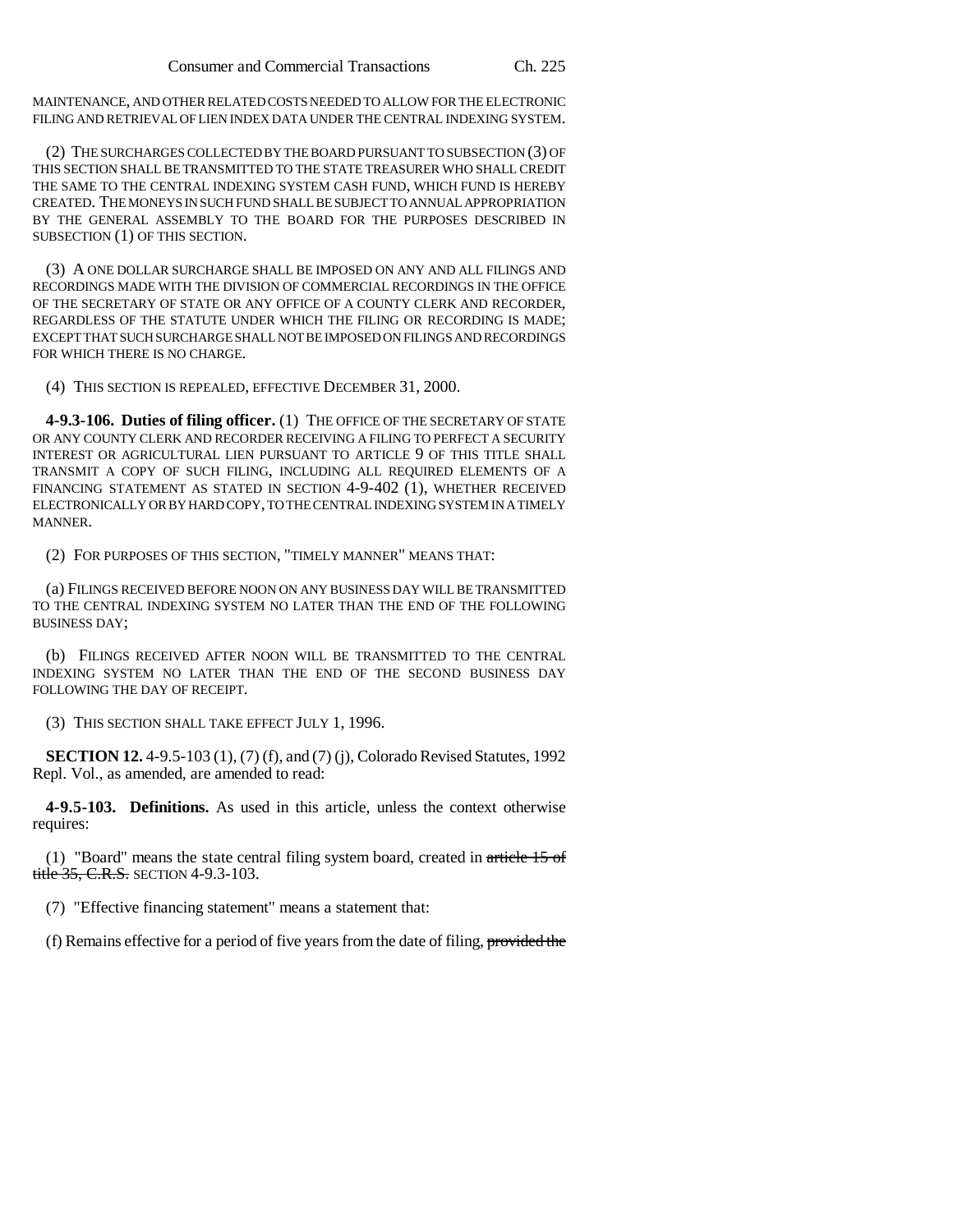MAINTENANCE, AND OTHER RELATED COSTS NEEDED TO ALLOW FOR THE ELECTRONIC FILING AND RETRIEVAL OF LIEN INDEX DATA UNDER THE CENTRAL INDEXING SYSTEM.

(2) THE SURCHARGES COLLECTED BY THE BOARD PURSUANT TO SUBSECTION (3) OF THIS SECTION SHALL BE TRANSMITTED TO THE STATE TREASURER WHO SHALL CREDIT THE SAME TO THE CENTRAL INDEXING SYSTEM CASH FUND, WHICH FUND IS HEREBY CREATED. THE MONEYS IN SUCH FUND SHALL BE SUBJECT TO ANNUAL APPROPRIATION BY THE GENERAL ASSEMBLY TO THE BOARD FOR THE PURPOSES DESCRIBED IN SUBSECTION (1) OF THIS SECTION.

(3) A ONE DOLLAR SURCHARGE SHALL BE IMPOSED ON ANY AND ALL FILINGS AND RECORDINGS MADE WITH THE DIVISION OF COMMERCIAL RECORDINGS IN THE OFFICE OF THE SECRETARY OF STATE OR ANY OFFICE OF A COUNTY CLERK AND RECORDER, REGARDLESS OF THE STATUTE UNDER WHICH THE FILING OR RECORDING IS MADE; EXCEPT THAT SUCH SURCHARGE SHALL NOT BE IMPOSED ON FILINGS AND RECORDINGS FOR WHICH THERE IS NO CHARGE.

(4) THIS SECTION IS REPEALED, EFFECTIVE DECEMBER 31, 2000.

**4-9.3-106. Duties of filing officer.** (1) THE OFFICE OF THE SECRETARY OF STATE OR ANY COUNTY CLERK AND RECORDER RECEIVING A FILING TO PERFECT A SECURITY INTEREST OR AGRICULTURAL LIEN PURSUANT TO ARTICLE 9 OF THIS TITLE SHALL TRANSMIT A COPY OF SUCH FILING, INCLUDING ALL REQUIRED ELEMENTS OF A FINANCING STATEMENT AS STATED IN SECTION 4-9-402 (1), WHETHER RECEIVED ELECTRONICALLY OR BY HARD COPY, TO THE CENTRAL INDEXING SYSTEM IN A TIMELY MANNER.

(2) FOR PURPOSES OF THIS SECTION, "TIMELY MANNER" MEANS THAT:

(a) FILINGS RECEIVED BEFORE NOON ON ANY BUSINESS DAY WILL BE TRANSMITTED TO THE CENTRAL INDEXING SYSTEM NO LATER THAN THE END OF THE FOLLOWING BUSINESS DAY;

(b) FILINGS RECEIVED AFTER NOON WILL BE TRANSMITTED TO THE CENTRAL INDEXING SYSTEM NO LATER THAN THE END OF THE SECOND BUSINESS DAY FOLLOWING THE DAY OF RECEIPT.

(3) THIS SECTION SHALL TAKE EFFECT JULY 1, 1996.

**SECTION 12.** 4-9.5-103 (1), (7) (f), and (7) (j), Colorado Revised Statutes, 1992 Repl. Vol., as amended, are amended to read:

**4-9.5-103. Definitions.** As used in this article, unless the context otherwise requires:

(1) "Board" means the state central filing system board, created in ~~article 15 of title 35, C.R.S.~~ SECTION 4-9.3-103.

(7) "Effective financing statement" means a statement that:

(f) Remains effective for a period of five years from the date of filing, ~~provided the~~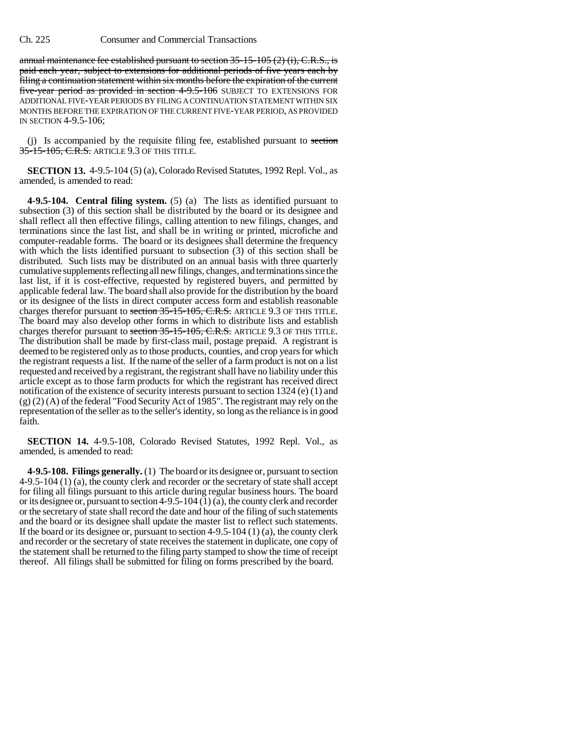annual maintenance fee established pursuant to section 35-15-105 (2) (i), C.R.S., is paid each year, subject to extensions for additional periods of five years each by filing a continuation statement within six months before the expiration of the current five-year period as provided in section 4-9.5-106 SUBJECT TO EXTENSIONS FOR ADDITIONAL FIVE-YEAR PERIODS BY FILING A CONTINUATION STATEMENT WITHIN SIX MONTHS BEFORE THE EXPIRATION OF THE CURRENT FIVE-YEAR PERIOD, AS PROVIDED IN SECTION 4-9.5-106;

(j) Is accompanied by the requisite filing fee, established pursuant to section 35-15-105, C.R.S. ARTICLE 9.3 OF THIS TITLE.

**SECTION 13.** 4-9.5-104 (5) (a), Colorado Revised Statutes, 1992 Repl. Vol., as amended, is amended to read:

**4-9.5-104. Central filing system.** (5) (a) The lists as identified pursuant to subsection (3) of this section shall be distributed by the board or its designee and shall reflect all then effective filings, calling attention to new filings, changes, and terminations since the last list, and shall be in writing or printed, microfiche and computer-readable forms. The board or its designees shall determine the frequency with which the lists identified pursuant to subsection (3) of this section shall be distributed. Such lists may be distributed on an annual basis with three quarterly cumulative supplements reflecting all new filings, changes, and terminations since the last list, if it is cost-effective, requested by registered buyers, and permitted by applicable federal law. The board shall also provide for the distribution by the board or its designee of the lists in direct computer access form and establish reasonable charges therefor pursuant to section 35-15-105, C.R.S. ARTICLE 9.3 OF THIS TITLE. The board may also develop other forms in which to distribute lists and establish charges therefor pursuant to section 35-15-105, C.R.S. ARTICLE 9.3 OF THIS TITLE. The distribution shall be made by first-class mail, postage prepaid. A registrant is deemed to be registered only as to those products, counties, and crop years for which the registrant requests a list. If the name of the seller of a farm product is not on a list requested and received by a registrant, the registrant shall have no liability under this article except as to those farm products for which the registrant has received direct notification of the existence of security interests pursuant to section 1324 (e) (1) and (g) (2) (A) of the federal "Food Security Act of 1985". The registrant may rely on the representation of the seller as to the seller's identity, so long as the reliance is in good faith.

**SECTION 14.** 4-9.5-108, Colorado Revised Statutes, 1992 Repl. Vol., as amended, is amended to read:

**4-9.5-108. Filings generally.** (1) The board or its designee or, pursuant to section 4-9.5-104 (1) (a), the county clerk and recorder or the secretary of state shall accept for filing all filings pursuant to this article during regular business hours. The board or its designee or, pursuant to section 4-9.5-104 (1) (a), the county clerk and recorder or the secretary of state shall record the date and hour of the filing of such statements and the board or its designee shall update the master list to reflect such statements. If the board or its designee or, pursuant to section 4-9.5-104 (1) (a), the county clerk and recorder or the secretary of state receives the statement in duplicate, one copy of the statement shall be returned to the filing party stamped to show the time of receipt thereof. All filings shall be submitted for filing on forms prescribed by the board.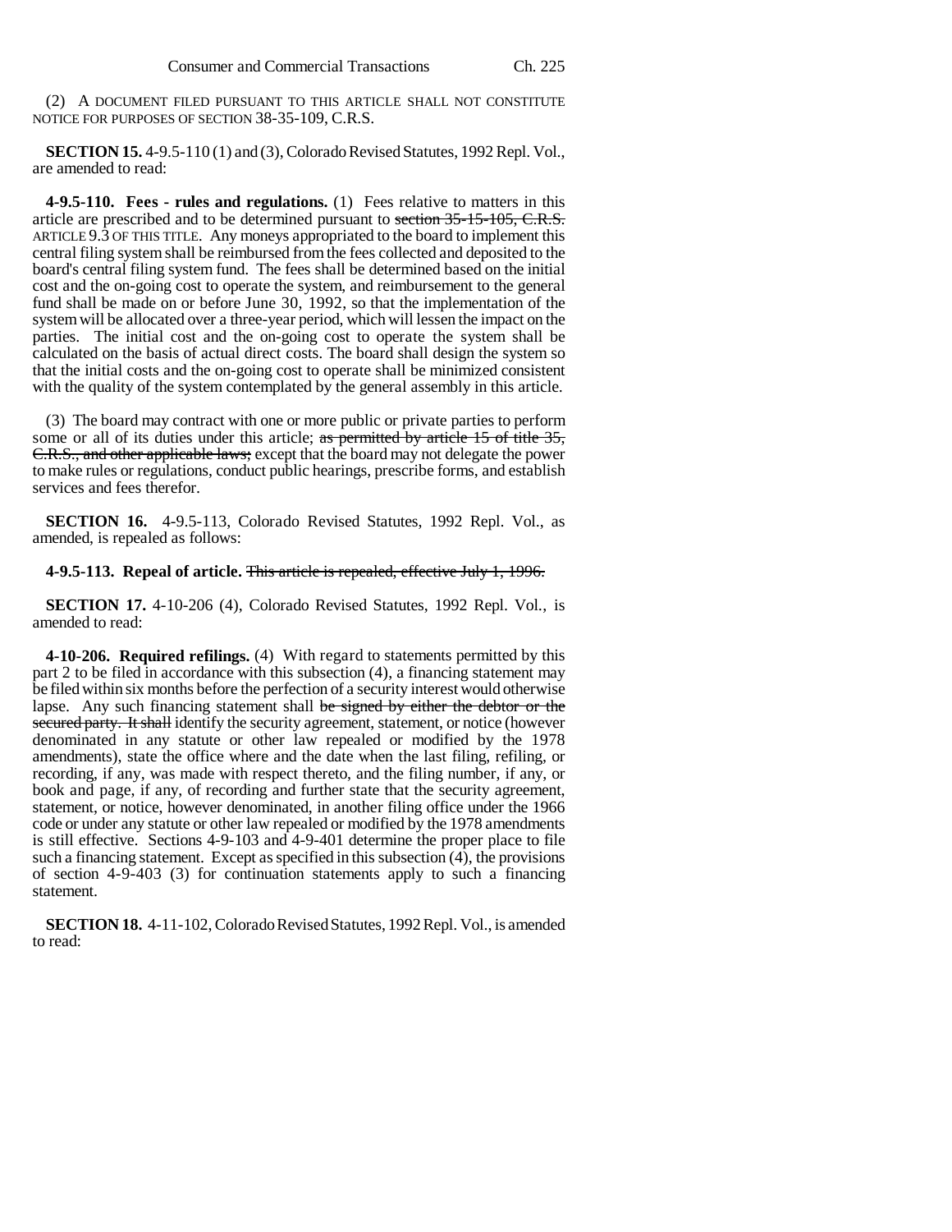(2) A DOCUMENT FILED PURSUANT TO THIS ARTICLE SHALL NOT CONSTITUTE NOTICE FOR PURPOSES OF SECTION 38-35-109, C.R.S.

**SECTION 15.** 4-9.5-110 (1) and (3), Colorado Revised Statutes, 1992 Repl. Vol., are amended to read:

**4-9.5-110. Fees - rules and regulations.** (1) Fees relative to matters in this article are prescribed and to be determined pursuant to ~~section 35-15-105, C.R.S.~~ ARTICLE 9.3 OF THIS TITLE. Any moneys appropriated to the board to implement this central filing system shall be reimbursed from the fees collected and deposited to the board's central filing system fund. The fees shall be determined based on the initial cost and the on-going cost to operate the system, and reimbursement to the general fund shall be made on or before June 30, 1992, so that the implementation of the system will be allocated over a three-year period, which will lessen the impact on the parties. The initial cost and the on-going cost to operate the system shall be calculated on the basis of actual direct costs. The board shall design the system so that the initial costs and the on-going cost to operate shall be minimized consistent with the quality of the system contemplated by the general assembly in this article.

(3) The board may contract with one or more public or private parties to perform some or all of its duties under this article; ~~as permitted by article 15 of title 35, C.R.S., and other applicable laws;~~ except that the board may not delegate the power to make rules or regulations, conduct public hearings, prescribe forms, and establish services and fees therefor.

**SECTION 16.** 4-9.5-113, Colorado Revised Statutes, 1992 Repl. Vol., as amended, is repealed as follows:

**4-9.5-113. Repeal of article.** ~~This article is repealed, effective July 1, 1996.~~

**SECTION 17.** 4-10-206 (4), Colorado Revised Statutes, 1992 Repl. Vol., is amended to read:

**4-10-206. Required refilings.** (4) With regard to statements permitted by this part 2 to be filed in accordance with this subsection (4), a financing statement may be filed within six months before the perfection of a security interest would otherwise lapse. Any such financing statement shall ~~be signed by either the debtor or the secured party. It shall~~ identify the security agreement, statement, or notice (however denominated in any statute or other law repealed or modified by the 1978 amendments), state the office where and the date when the last filing, refiling, or recording, if any, was made with respect thereto, and the filing number, if any, or book and page, if any, of recording and further state that the security agreement, statement, or notice, however denominated, in another filing office under the 1966 code or under any statute or other law repealed or modified by the 1978 amendments is still effective. Sections 4-9-103 and 4-9-401 determine the proper place to file such a financing statement. Except as specified in this subsection (4), the provisions of section 4-9-403 (3) for continuation statements apply to such a financing statement.

**SECTION 18.** 4-11-102, Colorado Revised Statutes, 1992 Repl. Vol., is amended to read: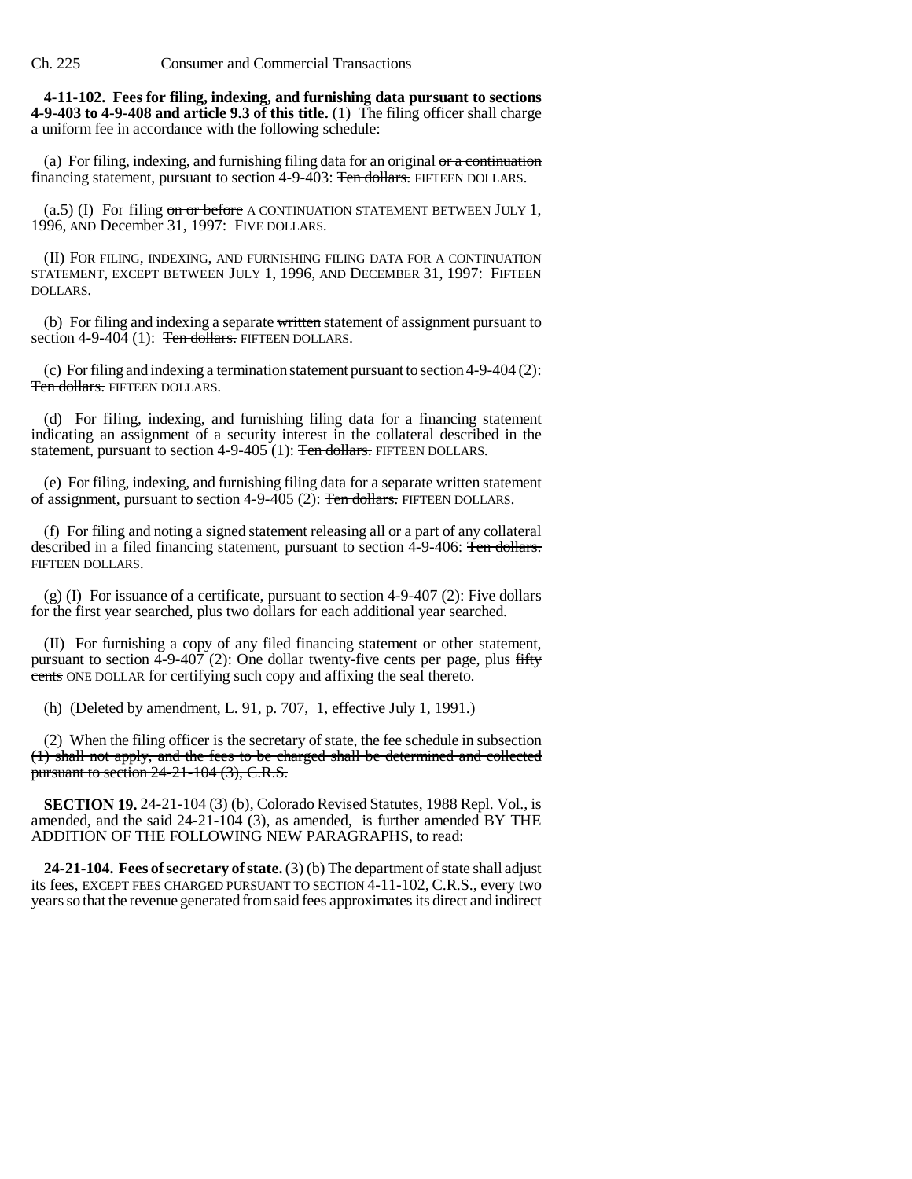**4-11-102. Fees for filing, indexing, and furnishing data pursuant to sections 4-9-403 to 4-9-408 and article 9.3 of this title.** (1) The filing officer shall charge a uniform fee in accordance with the following schedule:

(a) For filing, indexing, and furnishing filing data for an original ~~or a continuation~~ financing statement, pursuant to section 4-9-403: ~~Ten dollars.~~ FIFTEEN DOLLARS.

(a.5) (I) For filing ~~on or before~~ A CONTINUATION STATEMENT BETWEEN JULY 1, 1996, AND December 31, 1997: FIVE DOLLARS.

(II) FOR FILING, INDEXING, AND FURNISHING FILING DATA FOR A CONTINUATION STATEMENT, EXCEPT BETWEEN JULY 1, 1996, AND DECEMBER 31, 1997: FIFTEEN DOLLARS.

(b) For filing and indexing a separate ~~written~~ statement of assignment pursuant to section 4-9-404 (1): ~~Ten dollars.~~ FIFTEEN DOLLARS.

(c) For filing and indexing a termination statement pursuant to section 4-9-404 (2): ~~Ten dollars.~~ FIFTEEN DOLLARS.

(d) For filing, indexing, and furnishing filing data for a financing statement indicating an assignment of a security interest in the collateral described in the statement, pursuant to section 4-9-405 (1): ~~Ten dollars.~~ FIFTEEN DOLLARS.

(e) For filing, indexing, and furnishing filing data for a separate written statement of assignment, pursuant to section 4-9-405 (2): ~~Ten dollars.~~ FIFTEEN DOLLARS.

(f) For filing and noting a ~~signed~~ statement releasing all or a part of any collateral described in a filed financing statement, pursuant to section 4-9-406: ~~Ten dollars.~~ FIFTEEN DOLLARS.

(g) (I) For issuance of a certificate, pursuant to section 4-9-407 (2): Five dollars for the first year searched, plus two dollars for each additional year searched.

(II) For furnishing a copy of any filed financing statement or other statement, pursuant to section 4-9-407 (2): One dollar twenty-five cents per page, plus ~~fifty cents~~ ONE DOLLAR for certifying such copy and affixing the seal thereto.

(h) (Deleted by amendment, L. 91, p. 707, 1, effective July 1, 1991.)

(2) ~~When the filing officer is the secretary of state, the fee schedule in subsection (1) shall not apply, and the fees to be charged shall be determined and collected pursuant to section 24-21-104 (3), C.R.S.~~

**SECTION 19.** 24-21-104 (3) (b), Colorado Revised Statutes, 1988 Repl. Vol., is amended, and the said 24-21-104 (3), as amended, is further amended BY THE ADDITION OF THE FOLLOWING NEW PARAGRAPHS, to read:

**24-21-104. Fees of secretary of state.** (3) (b) The department of state shall adjust its fees, EXCEPT FEES CHARGED PURSUANT TO SECTION 4-11-102, C.R.S., every two years so that the revenue generated from said fees approximates its direct and indirect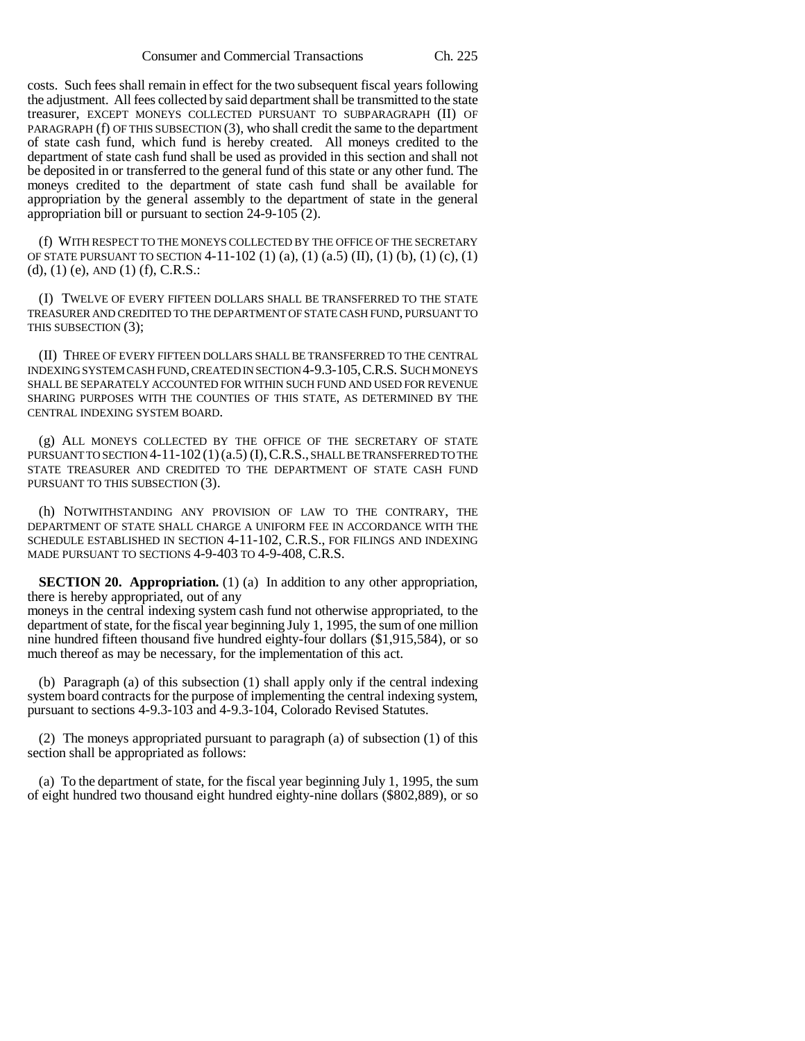costs. Such fees shall remain in effect for the two subsequent fiscal years following the adjustment. All fees collected by said department shall be transmitted to the state treasurer, EXCEPT MONEYS COLLECTED PURSUANT TO SUBPARAGRAPH (II) OF PARAGRAPH (f) OF THIS SUBSECTION (3), who shall credit the same to the department of state cash fund, which fund is hereby created. All moneys credited to the department of state cash fund shall be used as provided in this section and shall not be deposited in or transferred to the general fund of this state or any other fund. The moneys credited to the department of state cash fund shall be available for appropriation by the general assembly to the department of state in the general appropriation bill or pursuant to section 24-9-105 (2).

(f) WITH RESPECT TO THE MONEYS COLLECTED BY THE OFFICE OF THE SECRETARY OF STATE PURSUANT TO SECTION 4-11-102 (1) (a), (1) (a.5) (II), (1) (b), (1) (c), (1) (d), (1) (e), AND (1) (f), C.R.S.:

(I) TWELVE OF EVERY FIFTEEN DOLLARS SHALL BE TRANSFERRED TO THE STATE TREASURER AND CREDITED TO THE DEPARTMENT OF STATE CASH FUND, PURSUANT TO THIS SUBSECTION (3);

(II) THREE OF EVERY FIFTEEN DOLLARS SHALL BE TRANSFERRED TO THE CENTRAL INDEXING SYSTEM CASH FUND, CREATED IN SECTION 4-9.3-105, C.R.S. SUCH MONEYS SHALL BE SEPARATELY ACCOUNTED FOR WITHIN SUCH FUND AND USED FOR REVENUE SHARING PURPOSES WITH THE COUNTIES OF THIS STATE, AS DETERMINED BY THE CENTRAL INDEXING SYSTEM BOARD.

(g) ALL MONEYS COLLECTED BY THE OFFICE OF THE SECRETARY OF STATE PURSUANT TO SECTION 4-11-102 (1) (a.5) (I), C.R.S., SHALL BE TRANSFERRED TO THE STATE TREASURER AND CREDITED TO THE DEPARTMENT OF STATE CASH FUND PURSUANT TO THIS SUBSECTION (3).

(h) NOTWITHSTANDING ANY PROVISION OF LAW TO THE CONTRARY, THE DEPARTMENT OF STATE SHALL CHARGE A UNIFORM FEE IN ACCORDANCE WITH THE SCHEDULE ESTABLISHED IN SECTION 4-11-102, C.R.S., FOR FILINGS AND INDEXING MADE PURSUANT TO SECTIONS 4-9-403 TO 4-9-408, C.R.S.

**SECTION 20. Appropriation.** (1) (a) In addition to any other appropriation, there is hereby appropriated, out of any moneys in the central indexing system cash fund not otherwise appropriated, to the department of state, for the fiscal year beginning July 1, 1995, the sum of one million nine hundred fifteen thousand five hundred eighty-four dollars ($1,915,584), or so much thereof as may be necessary, for the implementation of this act.

(b) Paragraph (a) of this subsection (1) shall apply only if the central indexing system board contracts for the purpose of implementing the central indexing system, pursuant to sections 4-9.3-103 and 4-9.3-104, Colorado Revised Statutes.

(2) The moneys appropriated pursuant to paragraph (a) of subsection (1) of this section shall be appropriated as follows:

(a) To the department of state, for the fiscal year beginning July 1, 1995, the sum of eight hundred two thousand eight hundred eighty-nine dollars ($802,889), or so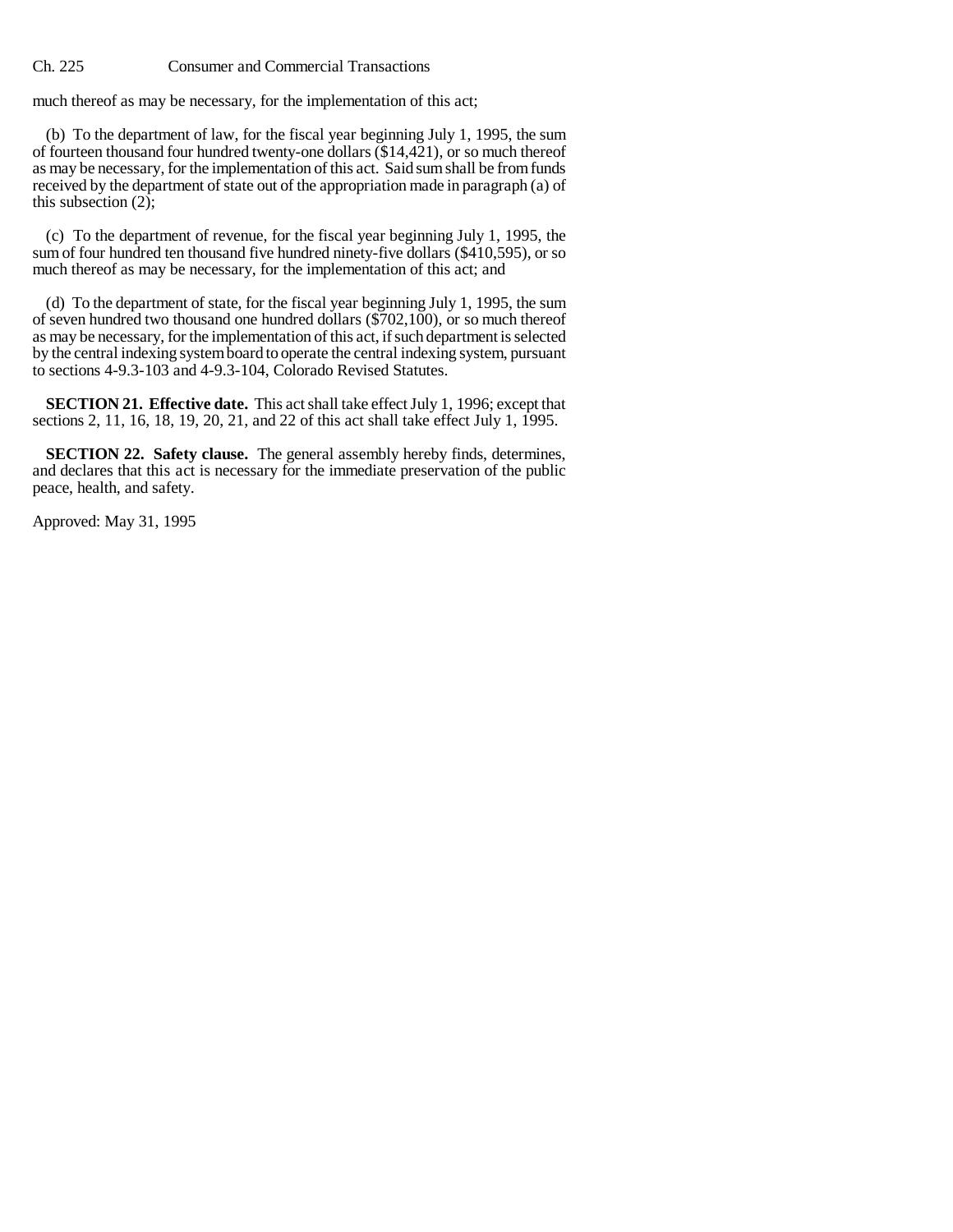much thereof as may be necessary, for the implementation of this act;

(b) To the department of law, for the fiscal year beginning July 1, 1995, the sum of fourteen thousand four hundred twenty-one dollars ($14,421), or so much thereof as may be necessary, for the implementation of this act. Said sum shall be from funds received by the department of state out of the appropriation made in paragraph (a) of this subsection (2);

(c) To the department of revenue, for the fiscal year beginning July 1, 1995, the sum of four hundred ten thousand five hundred ninety-five dollars ($410,595), or so much thereof as may be necessary, for the implementation of this act; and

(d) To the department of state, for the fiscal year beginning July 1, 1995, the sum of seven hundred two thousand one hundred dollars ($702,100), or so much thereof as may be necessary, for the implementation of this act, if such department is selected by the central indexing system board to operate the central indexing system, pursuant to sections 4-9.3-103 and 4-9.3-104, Colorado Revised Statutes.

**SECTION 21. Effective date.** This act shall take effect July 1, 1996; except that sections 2, 11, 16, 18, 19, 20, 21, and 22 of this act shall take effect July 1, 1995.

**SECTION 22. Safety clause.** The general assembly hereby finds, determines, and declares that this act is necessary for the immediate preservation of the public peace, health, and safety.

Approved: May 31, 1995